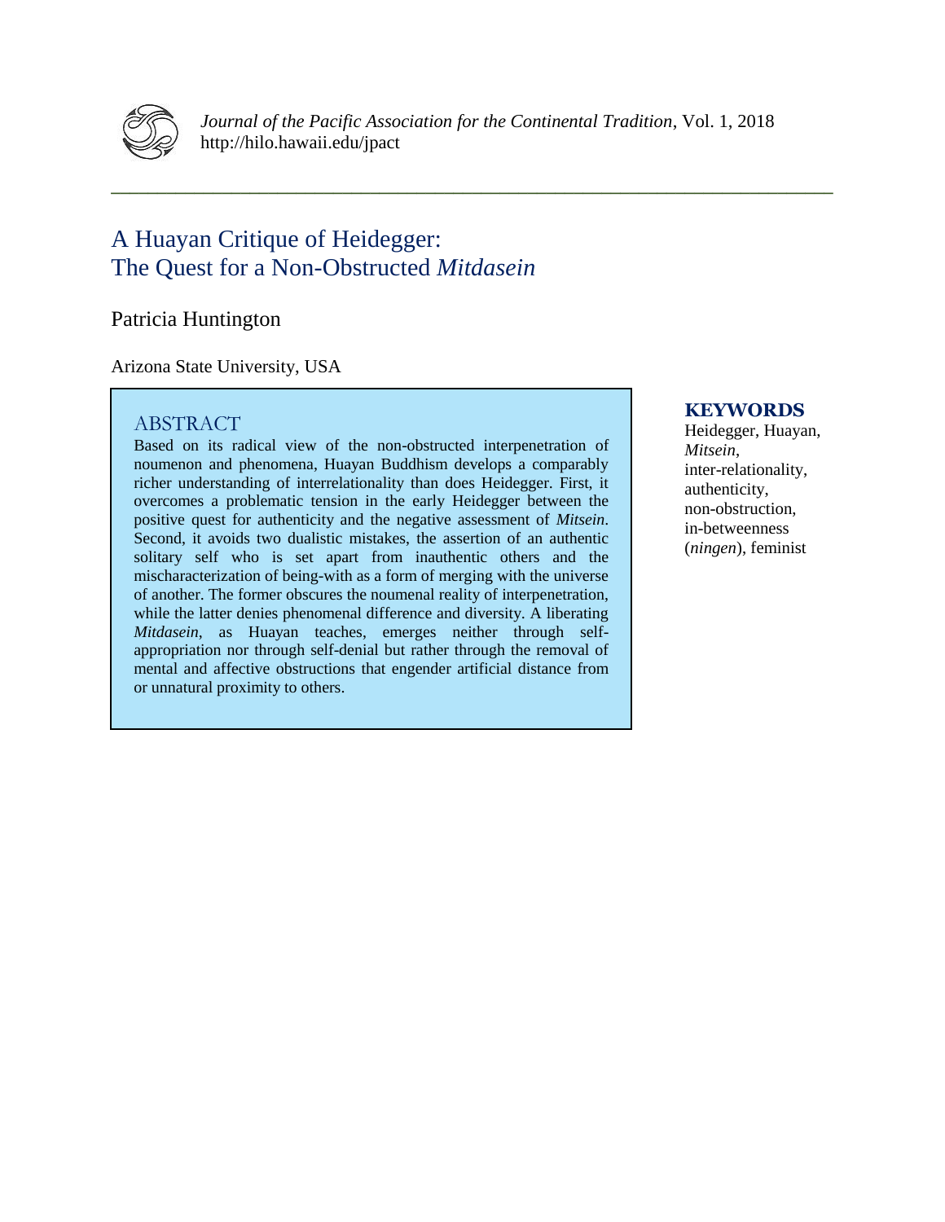*Journal of the Pacific Association for the Continental Tradition*, Vol. 1, 2018
http://hilo.hawaii.edu/jpact

# A Huayan Critique of Heidegger: The Quest for a Non-Obstructed *Mitdasein*

Patricia Huntington

Arizona State University, USA

## ABSTRACT

Based on its radical view of the non-obstructed interpenetration of noumenon and phenomena, Huayan Buddhism develops a comparably richer understanding of interrelationality than does Heidegger. First, it overcomes a problematic tension in the early Heidegger between the positive quest for authenticity and the negative assessment of *Mitsein*. Second, it avoids two dualistic mistakes, the assertion of an authentic solitary self who is set apart from inauthentic others and the mischaracterization of being-with as a form of merging with the universe of another. The former obscures the noumenal reality of interpenetration, while the latter denies phenomenal difference and diversity. A liberating *Mitdasein*, as Huayan teaches, emerges neither through self-appropriation nor through self-denial but rather through the removal of mental and affective obstructions that engender artificial distance from or unnatural proximity to others.

**KEYWORDS**

Heidegger, Huayan, *Mitsein*, inter-relationality, authenticity, non-obstruction, in-betweenness (*ningen*), feminist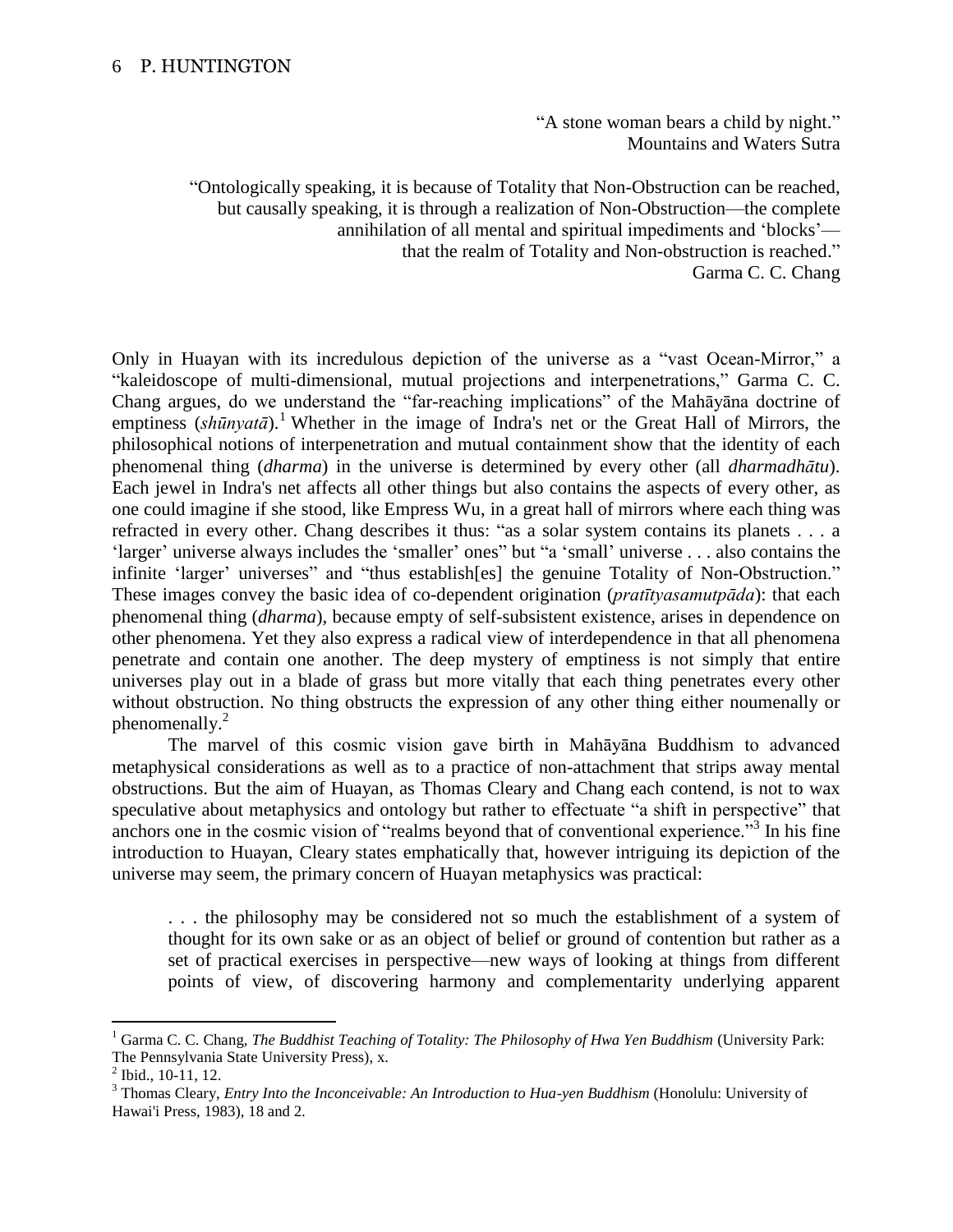“A stone woman bears a child by night.”
Mountains and Waters Sutra

“Ontologically speaking, it is because of Totality that Non-Obstruction can be reached, but causally speaking, it is through a realization of Non-Obstruction—the complete annihilation of all mental and spiritual impediments and ‘blocks’—that the realm of Totality and Non-obstruction is reached.”
Garma C. C. Chang

Only in Huayan with its incredulous depiction of the universe as a “vast Ocean-Mirror,” a “kaleidoscope of multi-dimensional, mutual projections and interpenetrations,” Garma C. C. Chang argues, do we understand the “far-reaching implications” of the Mahāyāna doctrine of emptiness (*shūnyatā*).[1] Whether in the image of Indra's net or the Great Hall of Mirrors, the philosophical notions of interpenetration and mutual containment show that the identity of each phenomenal thing (*dharma*) in the universe is determined by every other (all *dharmadhātu*). Each jewel in Indra's net affects all other things but also contains the aspects of every other, as one could imagine if she stood, like Empress Wu, in a great hall of mirrors where each thing was refracted in every other. Chang describes it thus: “as a solar system contains its planets . . . a ‘larger’ universe always includes the ‘smaller’ ones” but “a ‘small’ universe . . . also contains the infinite ‘larger’ universes” and “thus establish[es] the genuine Totality of Non-Obstruction.” These images convey the basic idea of co-dependent origination (*pratītyasamutpāda*): that each phenomenal thing (*dharma*), because empty of self-subsistent existence, arises in dependence on other phenomena. Yet they also express a radical view of interdependence in that all phenomena penetrate and contain one another. The deep mystery of emptiness is not simply that entire universes play out in a blade of grass but more vitally that each thing penetrates every other without obstruction. No thing obstructs the expression of any other thing either noumenally or phenomenally.[2]

The marvel of this cosmic vision gave birth in Mahāyāna Buddhism to advanced metaphysical considerations as well as to a practice of non-attachment that strips away mental obstructions. But the aim of Huayan, as Thomas Cleary and Chang each contend, is not to wax speculative about metaphysics and ontology but rather to effectuate “a shift in perspective” that anchors one in the cosmic vision of “realms beyond that of conventional experience.”[3] In his fine introduction to Huayan, Cleary states emphatically that, however intriguing its depiction of the universe may seem, the primary concern of Huayan metaphysics was practical:

> . . . the philosophy may be considered not so much the establishment of a system of thought for its own sake or as an object of belief or ground of contention but rather as a set of practical exercises in perspective—new ways of looking at things from different points of view, of discovering harmony and complementarity underlying apparent

---

[1] Garma C. C. Chang, *The Buddhist Teaching of Totality: The Philosophy of Hwa Yen Buddhism* (University Park: The Pennsylvania State University Press), x.

[2] Ibid., 10-11, 12.

[3] Thomas Cleary, *Entry Into the Inconceivable: An Introduction to Hua-yen Buddhism* (Honolulu: University of Hawai'i Press, 1983), 18 and 2.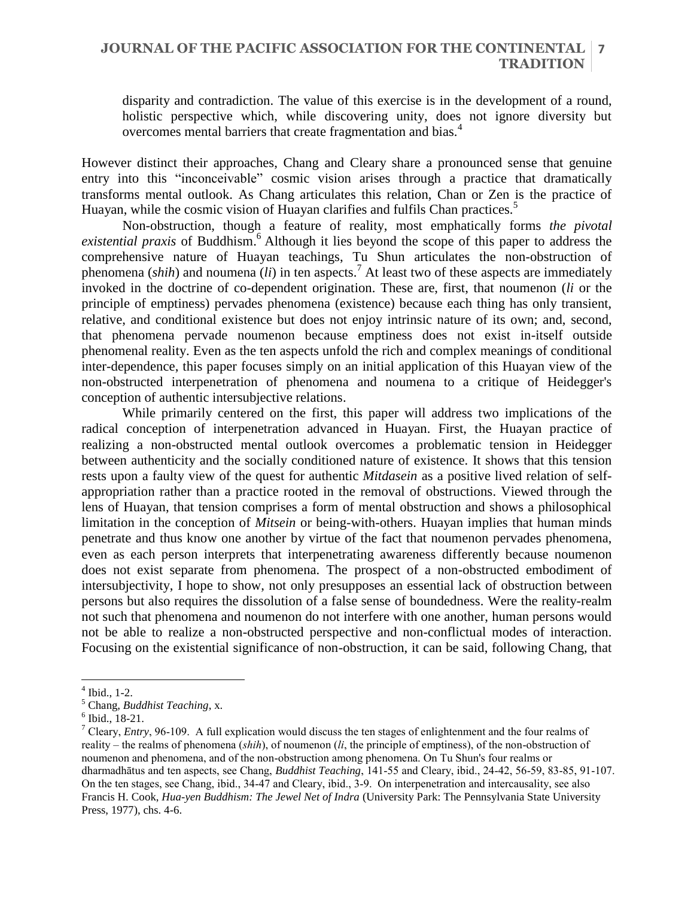disparity and contradiction. The value of this exercise is in the development of a round, holistic perspective which, while discovering unity, does not ignore diversity but overcomes mental barriers that create fragmentation and bias.[4]

However distinct their approaches, Chang and Cleary share a pronounced sense that genuine entry into this "inconceivable" cosmic vision arises through a practice that dramatically transforms mental outlook. As Chang articulates this relation, Chan or Zen is the practice of Huayan, while the cosmic vision of Huayan clarifies and fulfils Chan practices.[5]

Non-obstruction, though a feature of reality, most emphatically forms *the pivotal existential praxis* of Buddhism.[6] Although it lies beyond the scope of this paper to address the comprehensive nature of Huayan teachings, Tu Shun articulates the non-obstruction of phenomena (*shih*) and noumena (*li*) in ten aspects.[7] At least two of these aspects are immediately invoked in the doctrine of co-dependent origination. These are, first, that noumenon (*li* or the principle of emptiness) pervades phenomena (existence) because each thing has only transient, relative, and conditional existence but does not enjoy intrinsic nature of its own; and, second, that phenomena pervade noumenon because emptiness does not exist in-itself outside phenomenal reality. Even as the ten aspects unfold the rich and complex meanings of conditional inter-dependence, this paper focuses simply on an initial application of this Huayan view of the non-obstructed interpenetration of phenomena and noumena to a critique of Heidegger's conception of authentic intersubjective relations.

While primarily centered on the first, this paper will address two implications of the radical conception of interpenetration advanced in Huayan. First, the Huayan practice of realizing a non-obstructed mental outlook overcomes a problematic tension in Heidegger between authenticity and the socially conditioned nature of existence. It shows that this tension rests upon a faulty view of the quest for authentic *Mitdasein* as a positive lived relation of self-appropriation rather than a practice rooted in the removal of obstructions. Viewed through the lens of Huayan, that tension comprises a form of mental obstruction and shows a philosophical limitation in the conception of *Mitsein* or being-with-others. Huayan implies that human minds penetrate and thus know one another by virtue of the fact that noumenon pervades phenomena, even as each person interprets that interpenetrating awareness differently because noumenon does not exist separate from phenomena. The prospect of a non-obstructed embodiment of intersubjectivity, I hope to show, not only presupposes an essential lack of obstruction between persons but also requires the dissolution of a false sense of boundedness. Were the reality-realm not such that phenomena and noumenon do not interfere with one another, human persons would not be able to realize a non-obstructed perspective and non-conflictual modes of interaction. Focusing on the existential significance of non-obstruction, it can be said, following Chang, that

---

[4] Ibid., 1-2.

[5] Chang, *Buddhist Teaching*, x.

[6] Ibid., 18-21.

[7] Cleary, *Entry*, 96-109. A full explication would discuss the ten stages of enlightenment and the four realms of reality – the realms of phenomena (*shih*), of noumenon (*li*, the principle of emptiness), of the non-obstruction of noumenon and phenomena, and of the non-obstruction among phenomena. On Tu Shun's four realms or dharmadhātus and ten aspects, see Chang, *Buddhist Teaching*, 141-55 and Cleary, ibid., 24-42, 56-59, 83-85, 91-107. On the ten stages, see Chang, ibid., 34-47 and Cleary, ibid., 3-9. On interpenetration and intercausality, see also Francis H. Cook, *Hua-yen Buddhism: The Jewel Net of Indra* (University Park: The Pennsylvania State University Press, 1977), chs. 4-6.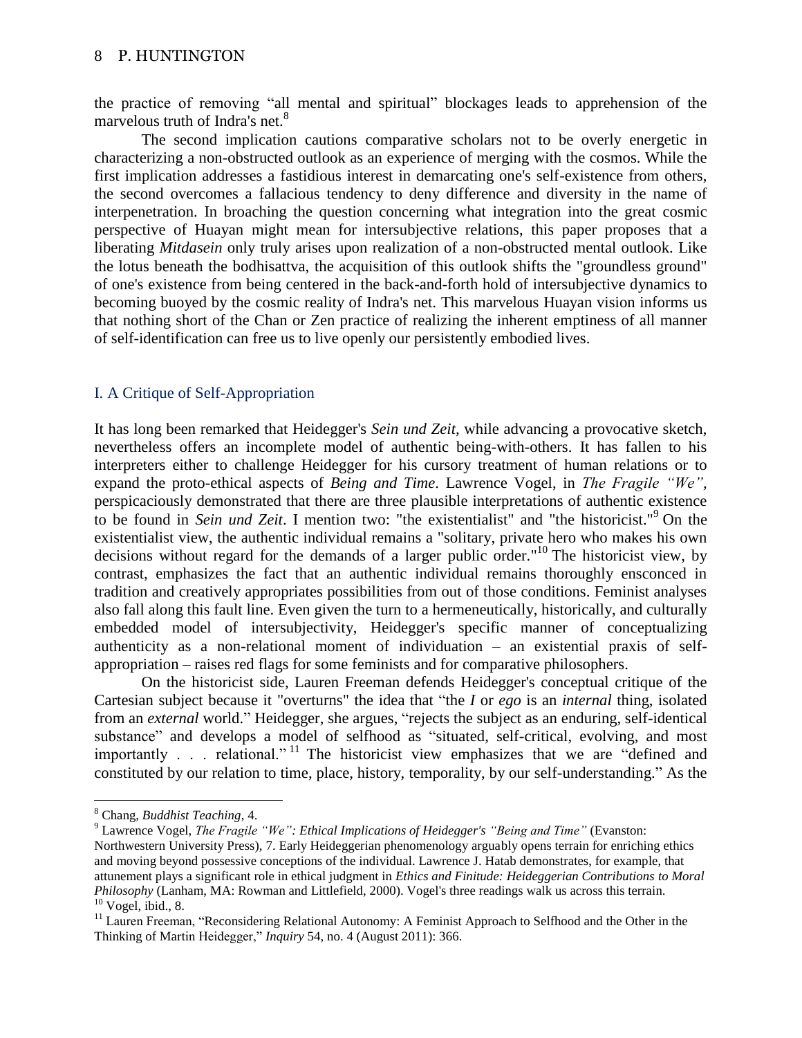the practice of removing "all mental and spiritual" blockages leads to apprehension of the marvelous truth of Indra's net.[8]

The second implication cautions comparative scholars not to be overly energetic in characterizing a non-obstructed outlook as an experience of merging with the cosmos. While the first implication addresses a fastidious interest in demarcating one's self-existence from others, the second overcomes a fallacious tendency to deny difference and diversity in the name of interpenetration. In broaching the question concerning what integration into the great cosmic perspective of Huayan might mean for intersubjective relations, this paper proposes that a liberating *Mitdasein* only truly arises upon realization of a non-obstructed mental outlook. Like the lotus beneath the bodhisattva, the acquisition of this outlook shifts the "groundless ground" of one's existence from being centered in the back-and-forth hold of intersubjective dynamics to becoming buoyed by the cosmic reality of Indra's net. This marvelous Huayan vision informs us that nothing short of the Chan or Zen practice of realizing the inherent emptiness of all manner of self-identification can free us to live openly our persistently embodied lives.

## I. A Critique of Self-Appropriation

It has long been remarked that Heidegger's *Sein und Zeit*, while advancing a provocative sketch, nevertheless offers an incomplete model of authentic being-with-others. It has fallen to his interpreters either to challenge Heidegger for his cursory treatment of human relations or to expand the proto-ethical aspects of *Being and Time*. Lawrence Vogel, in *The Fragile "We"*, perspicaciously demonstrated that there are three plausible interpretations of authentic existence to be found in *Sein und Zeit*. I mention two: "the existentialist" and "the historicist."[9] On the existentialist view, the authentic individual remains a "solitary, private hero who makes his own decisions without regard for the demands of a larger public order."[10] The historicist view, by contrast, emphasizes the fact that an authentic individual remains thoroughly ensconced in tradition and creatively appropriates possibilities from out of those conditions. Feminist analyses also fall along this fault line. Even given the turn to a hermeneutically, historically, and culturally embedded model of intersubjectivity, Heidegger's specific manner of conceptualizing authenticity as a non-relational moment of individuation – an existential praxis of self-appropriation – raises red flags for some feminists and for comparative philosophers.

On the historicist side, Lauren Freeman defends Heidegger's conceptual critique of the Cartesian subject because it "overturns" the idea that "the *I* or *ego* is an *internal* thing, isolated from an *external* world." Heidegger, she argues, "rejects the subject as an enduring, self-identical substance" and develops a model of selfhood as "situated, self-critical, evolving, and most importantly . . . relational."[11] The historicist view emphasizes that we are "defined and constituted by our relation to time, place, history, temporality, by our self-understanding." As the

---

[8] Chang, *Buddhist Teaching*, 4.

[9] Lawrence Vogel, *The Fragile "We": Ethical Implications of Heidegger's "Being and Time"* (Evanston: Northwestern University Press), 7. Early Heideggerian phenomenology arguably opens terrain for enriching ethics and moving beyond possessive conceptions of the individual. Lawrence J. Hatab demonstrates, for example, that attunement plays a significant role in ethical judgment in *Ethics and Finitude: Heideggerian Contributions to Moral Philosophy* (Lanham, MA: Rowman and Littlefield, 2000). Vogel's three readings walk us across this terrain.

[10] Vogel, ibid., 8.

[11] Lauren Freeman, "Reconsidering Relational Autonomy: A Feminist Approach to Selfhood and the Other in the Thinking of Martin Heidegger," *Inquiry* 54, no. 4 (August 2011): 366.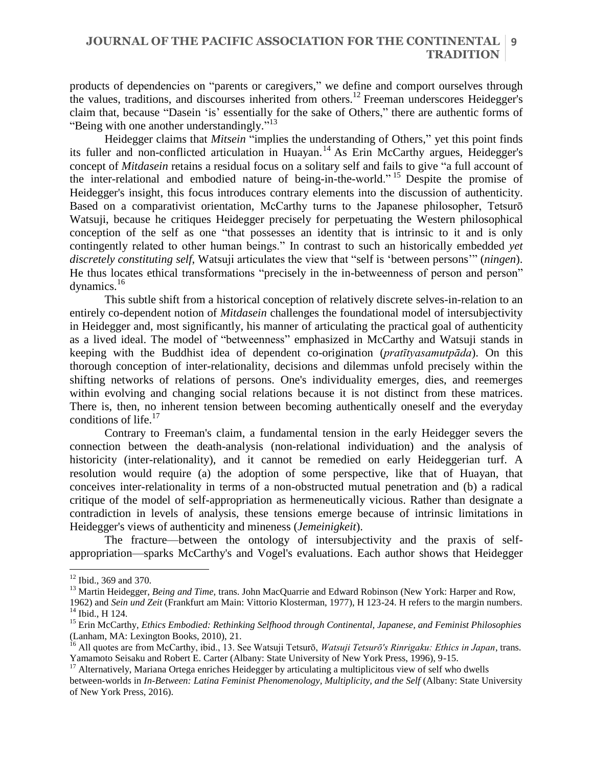products of dependencies on "parents or caregivers," we define and comport ourselves through the values, traditions, and discourses inherited from others.[12] Freeman underscores Heidegger's claim that, because "Dasein 'is' essentially for the sake of Others," there are authentic forms of "Being with one another understandingly."[13]

Heidegger claims that *Mitsein* "implies the understanding of Others," yet this point finds its fuller and non-conflicted articulation in Huayan.[14] As Erin McCarthy argues, Heidegger's concept of *Mitdasein* retains a residual focus on a solitary self and fails to give "a full account of the inter-relational and embodied nature of being-in-the-world."[15] Despite the promise of Heidegger's insight, this focus introduces contrary elements into the discussion of authenticity. Based on a comparativist orientation, McCarthy turns to the Japanese philosopher, Tetsurō Watsuji, because he critiques Heidegger precisely for perpetuating the Western philosophical conception of the self as one "that possesses an identity that is intrinsic to it and is only contingently related to other human beings." In contrast to such an historically embedded *yet discretely constituting self*, Watsuji articulates the view that "self is 'between persons'" (*ningen*). He thus locates ethical transformations "precisely in the in-betweenness of person and person" dynamics.[16]

This subtle shift from a historical conception of relatively discrete selves-in-relation to an entirely co-dependent notion of *Mitdasein* challenges the foundational model of intersubjectivity in Heidegger and, most significantly, his manner of articulating the practical goal of authenticity as a lived ideal. The model of "betweenness" emphasized in McCarthy and Watsuji stands in keeping with the Buddhist idea of dependent co-origination (*pratītyasamutpāda*). On this thorough conception of inter-relationality, decisions and dilemmas unfold precisely within the shifting networks of relations of persons. One's individuality emerges, dies, and reemerges within evolving and changing social relations because it is not distinct from these matrices. There is, then, no inherent tension between becoming authentically oneself and the everyday conditions of life.[17]

Contrary to Freeman's claim, a fundamental tension in the early Heidegger severs the connection between the death-analysis (non-relational individuation) and the analysis of historicity (inter-relationality), and it cannot be remedied on early Heideggerian turf. A resolution would require (a) the adoption of some perspective, like that of Huayan, that conceives inter-relationality in terms of a non-obstructed mutual penetration and (b) a radical critique of the model of self-appropriation as hermeneutically vicious. Rather than designate a contradiction in levels of analysis, these tensions emerge because of intrinsic limitations in Heidegger's views of authenticity and mineness (*Jemeinigkeit*).

The fracture—between the ontology of intersubjectivity and the praxis of self-appropriation—sparks McCarthy's and Vogel's evaluations. Each author shows that Heidegger

---

[12] Ibid., 369 and 370.

[13] Martin Heidegger, *Being and Time*, trans. John MacQuarrie and Edward Robinson (New York: Harper and Row, 1962) and *Sein und Zeit* (Frankfurt am Main: Vittorio Klosterman, 1977), H 123-24. H refers to the margin numbers.

[14] Ibid., H 124.

[15] Erin McCarthy, *Ethics Embodied: Rethinking Selfhood through Continental, Japanese, and Feminist Philosophies* (Lanham, MA: Lexington Books, 2010), 21.

[16] All quotes are from McCarthy, ibid., 13. See Watsuji Tetsurō, *Watsuji Tetsurō's Rinrigaku: Ethics in Japan*, trans. Yamamoto Seisaku and Robert E. Carter (Albany: State University of New York Press, 1996), 9-15.

[17] Alternatively, Mariana Ortega enriches Heidegger by articulating a multiplicitous view of self who dwells between-worlds in *In-Between: Latina Feminist Phenomenology, Multiplicity, and the Self* (Albany: State University of New York Press, 2016).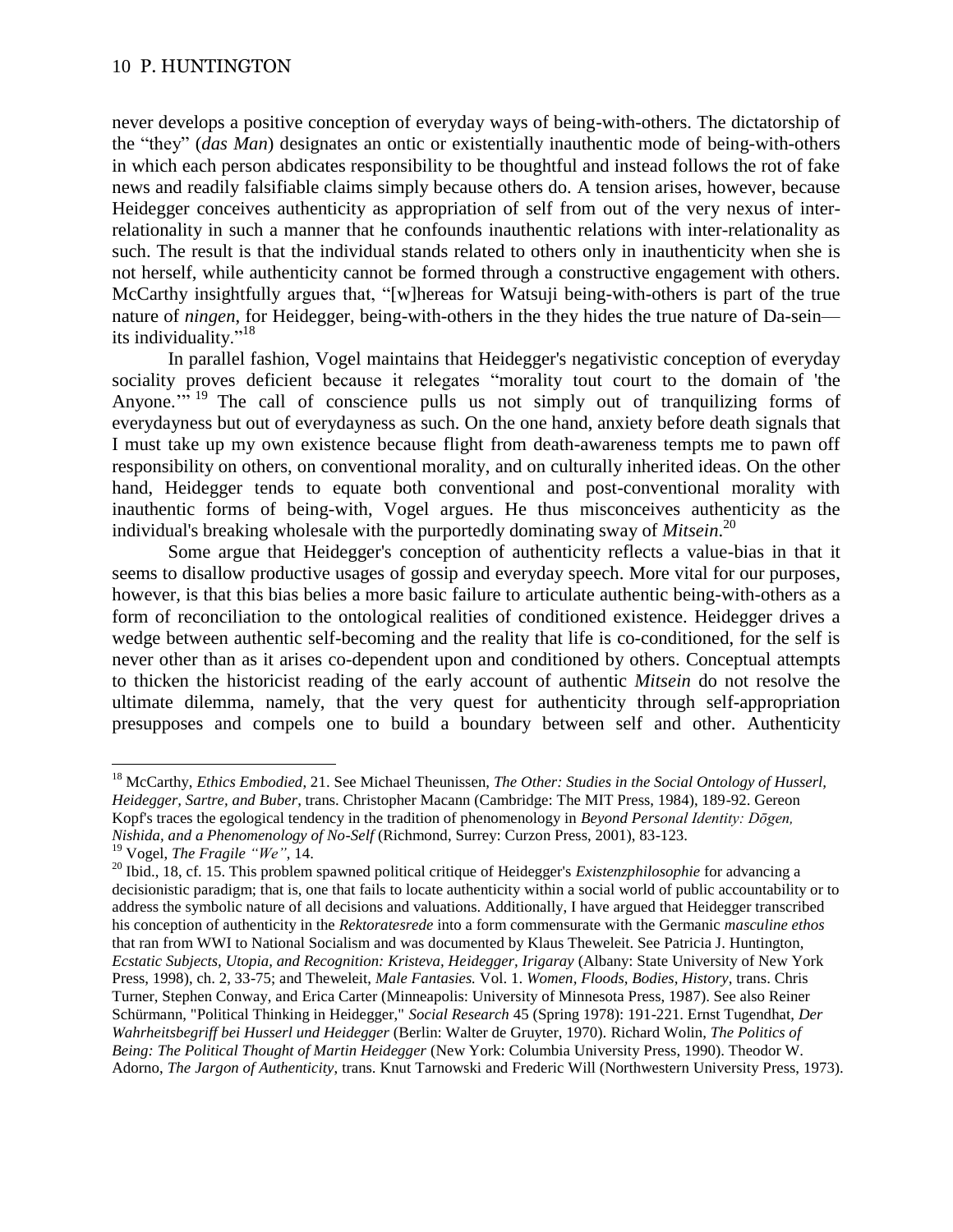never develops a positive conception of everyday ways of being-with-others. The dictatorship of the "they" (*das Man*) designates an ontic or existentially inauthentic mode of being-with-others in which each person abdicates responsibility to be thoughtful and instead follows the rot of fake news and readily falsifiable claims simply because others do. A tension arises, however, because Heidegger conceives authenticity as appropriation of self from out of the very nexus of inter-relationality in such a manner that he confounds inauthentic relations with inter-relationality as such. The result is that the individual stands related to others only in inauthenticity when she is not herself, while authenticity cannot be formed through a constructive engagement with others. McCarthy insightfully argues that, "[w]hereas for Watsuji being-with-others is part of the true nature of *ningen*, for Heidegger, being-with-others in the they hides the true nature of Da-sein—its individuality."[18]

In parallel fashion, Vogel maintains that Heidegger's negativistic conception of everyday sociality proves deficient because it relegates "morality tout court to the domain of 'the Anyone.'"[19] The call of conscience pulls us not simply out of tranquilizing forms of everydayness but out of everydayness as such. On the one hand, anxiety before death signals that I must take up my own existence because flight from death-awareness tempts me to pawn off responsibility on others, on conventional morality, and on culturally inherited ideas. On the other hand, Heidegger tends to equate both conventional and post-conventional morality with inauthentic forms of being-with, Vogel argues. He thus misconceives authenticity as the individual's breaking wholesale with the purportedly dominating sway of *Mitsein*.[20]

Some argue that Heidegger's conception of authenticity reflects a value-bias in that it seems to disallow productive usages of gossip and everyday speech. More vital for our purposes, however, is that this bias belies a more basic failure to articulate authentic being-with-others as a form of reconciliation to the ontological realities of conditioned existence. Heidegger drives a wedge between authentic self-becoming and the reality that life is co-conditioned, for the self is never other than as it arises co-dependent upon and conditioned by others. Conceptual attempts to thicken the historicist reading of the early account of authentic *Mitsein* do not resolve the ultimate dilemma, namely, that the very quest for authenticity through self-appropriation presupposes and compels one to build a boundary between self and other. Authenticity

---

[18] McCarthy, *Ethics Embodied*, 21. See Michael Theunissen, *The Other: Studies in the Social Ontology of Husserl, Heidegger, Sartre, and Buber*, trans. Christopher Macann (Cambridge: The MIT Press, 1984), 189-92. Gereon Kopf's traces the egological tendency in the tradition of phenomenology in *Beyond Personal Identity: Dōgen, Nishida, and a Phenomenology of No-Self* (Richmond, Surrey: Curzon Press, 2001), 83-123.

[19] Vogel, *The Fragile "We"*, 14.

[20] Ibid., 18, cf. 15. This problem spawned political critique of Heidegger's *Existenzphilosophie* for advancing a decisionistic paradigm; that is, one that fails to locate authenticity within a social world of public accountability or to address the symbolic nature of all decisions and valuations. Additionally, I have argued that Heidegger transcribed his conception of authenticity in the *Rektoratesrede* into a form commensurate with the Germanic *masculine ethos* that ran from WWI to National Socialism and was documented by Klaus Theweleit. See Patricia J. Huntington, *Ecstatic Subjects, Utopia, and Recognition: Kristeva, Heidegger, Irigaray* (Albany: State University of New York Press, 1998), ch. 2, 33-75; and Theweleit, *Male Fantasies.* Vol. 1. *Women, Floods, Bodies, History*, trans. Chris Turner, Stephen Conway, and Erica Carter (Minneapolis: University of Minnesota Press, 1987). See also Reiner Schürmann, "Political Thinking in Heidegger," *Social Research* 45 (Spring 1978): 191-221. Ernst Tugendhat, *Der Wahrheitsbegriff bei Husserl und Heidegger* (Berlin: Walter de Gruyter, 1970). Richard Wolin, *The Politics of Being: The Political Thought of Martin Heidegger* (New York: Columbia University Press, 1990). Theodor W. Adorno, *The Jargon of Authenticity*, trans. Knut Tarnowski and Frederic Will (Northwestern University Press, 1973).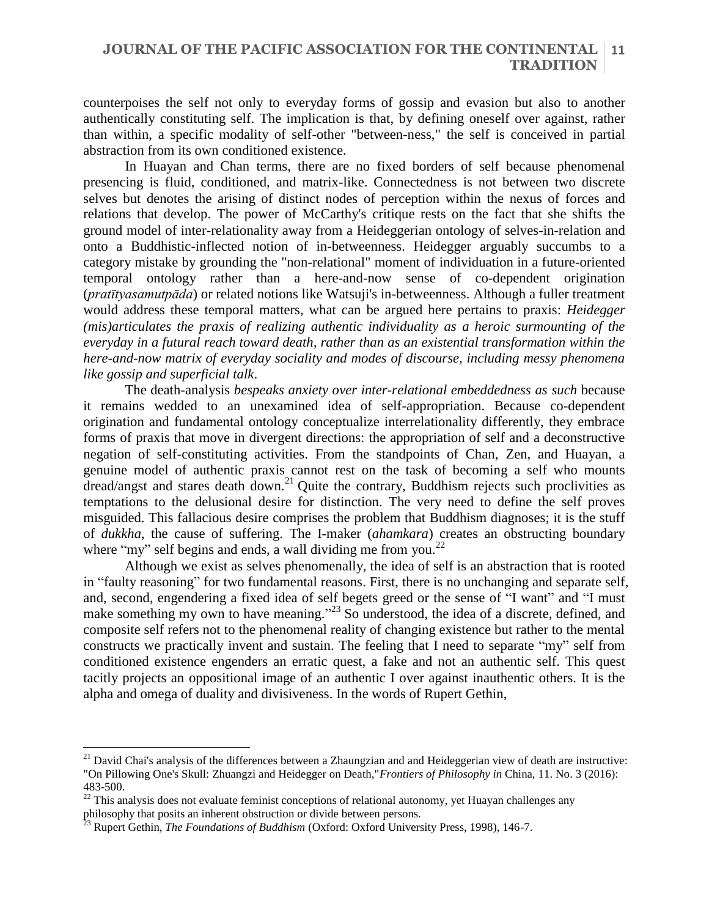counterpoises the self not only to everyday forms of gossip and evasion but also to another authentically constituting self. The implication is that, by defining oneself over against, rather than within, a specific modality of self-other "between-ness," the self is conceived in partial abstraction from its own conditioned existence.

In Huayan and Chan terms, there are no fixed borders of self because phenomenal presencing is fluid, conditioned, and matrix-like. Connectedness is not between two discrete selves but denotes the arising of distinct nodes of perception within the nexus of forces and relations that develop. The power of McCarthy's critique rests on the fact that she shifts the ground model of inter-relationality away from a Heideggerian ontology of selves-in-relation and onto a Buddhistic-inflected notion of in-betweenness. Heidegger arguably succumbs to a category mistake by grounding the "non-relational" moment of individuation in a future-oriented temporal ontology rather than a here-and-now sense of co-dependent origination (*pratītyasamutpāda*) or related notions like Watsuji's in-betweenness. Although a fuller treatment would address these temporal matters, what can be argued here pertains to praxis: *Heidegger (mis)articulates the praxis of realizing authentic individuality as a heroic surmounting of the everyday in a futural reach toward death, rather than as an existential transformation within the here-and-now matrix of everyday sociality and modes of discourse, including messy phenomena like gossip and superficial talk*.

The death-analysis *bespeaks anxiety over inter-relational embeddedness as such* because it remains wedded to an unexamined idea of self-appropriation. Because co-dependent origination and fundamental ontology conceptualize interrelationality differently, they embrace forms of praxis that move in divergent directions: the appropriation of self and a deconstructive negation of self-constituting activities. From the standpoints of Chan, Zen, and Huayan, a genuine model of authentic praxis cannot rest on the task of becoming a self who mounts dread/angst and stares death down.[21] Quite the contrary, Buddhism rejects such proclivities as temptations to the delusional desire for distinction. The very need to define the self proves misguided. This fallacious desire comprises the problem that Buddhism diagnoses; it is the stuff of *dukkha*, the cause of suffering. The I-maker (*ahamkara*) creates an obstructing boundary where "my" self begins and ends, a wall dividing me from you.[22]

Although we exist as selves phenomenally, the idea of self is an abstraction that is rooted in "faulty reasoning" for two fundamental reasons. First, there is no unchanging and separate self, and, second, engendering a fixed idea of self begets greed or the sense of "I want" and "I must make something my own to have meaning."[23] So understood, the idea of a discrete, defined, and composite self refers not to the phenomenal reality of changing existence but rather to the mental constructs we practically invent and sustain. The feeling that I need to separate "my" self from conditioned existence engenders an erratic quest, a fake and not an authentic self. This quest tacitly projects an oppositional image of an authentic I over against inauthentic others. It is the alpha and omega of duality and divisiveness. In the words of Rupert Gethin,

---

[21] David Chai's analysis of the differences between a Zhaungzian and and Heideggerian view of death are instructive: "On Pillowing One's Skull: Zhuangzi and Heidegger on Death,"*Frontiers of Philosophy in* China, 11. No. 3 (2016): 483-500.

[22] This analysis does not evaluate feminist conceptions of relational autonomy, yet Huayan challenges any philosophy that posits an inherent obstruction or divide between persons.

[23] Rupert Gethin, *The Foundations of Buddhism* (Oxford: Oxford University Press, 1998), 146-7.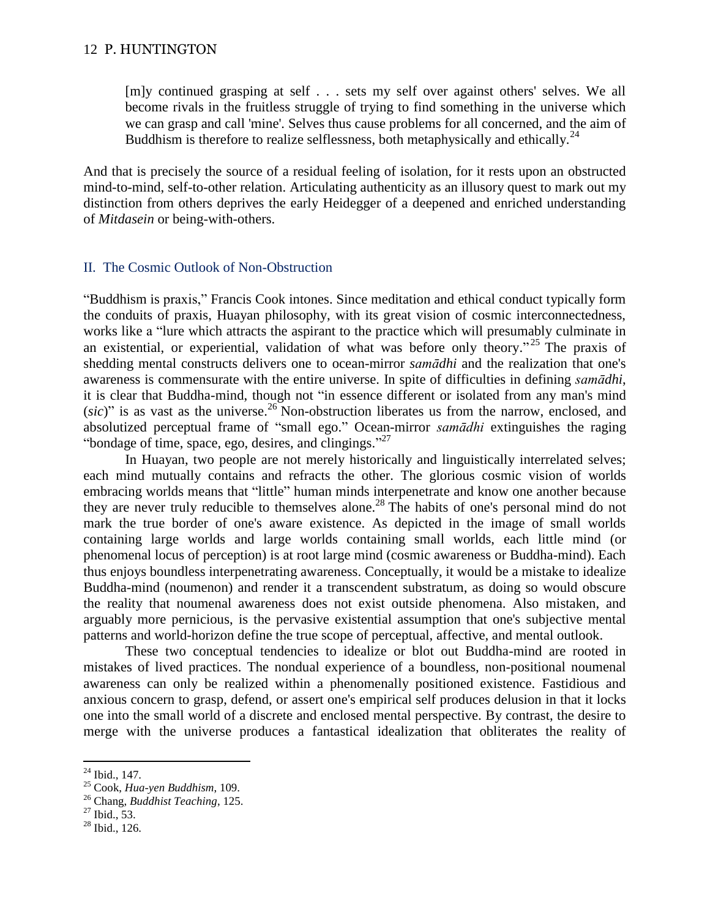> [m]y continued grasping at self . . . sets my self over against others' selves. We all become rivals in the fruitless struggle of trying to find something in the universe which we can grasp and call 'mine'. Selves thus cause problems for all concerned, and the aim of Buddhism is therefore to realize selflessness, both metaphysically and ethically.[24]

And that is precisely the source of a residual feeling of isolation, for it rests upon an obstructed mind-to-mind, self-to-other relation. Articulating authenticity as an illusory quest to mark out my distinction from others deprives the early Heidegger of a deepened and enriched understanding of *Mitdasein* or being-with-others.

## II. The Cosmic Outlook of Non-Obstruction

"Buddhism is praxis," Francis Cook intones. Since meditation and ethical conduct typically form the conduits of praxis, Huayan philosophy, with its great vision of cosmic interconnectedness, works like a "lure which attracts the aspirant to the practice which will presumably culminate in an existential, or experiential, validation of what was before only theory."[25] The praxis of shedding mental constructs delivers one to ocean-mirror *samādhi* and the realization that one's awareness is commensurate with the entire universe. In spite of difficulties in defining *samādhi*, it is clear that Buddha-mind, though not "in essence different or isolated from any man's mind (*sic*)" is as vast as the universe.[26] Non-obstruction liberates us from the narrow, enclosed, and absolutized perceptual frame of "small ego." Ocean-mirror *samādhi* extinguishes the raging "bondage of time, space, ego, desires, and clingings."[27]

In Huayan, two people are not merely historically and linguistically interrelated selves; each mind mutually contains and refracts the other. The glorious cosmic vision of worlds embracing worlds means that "little" human minds interpenetrate and know one another because they are never truly reducible to themselves alone.[28] The habits of one's personal mind do not mark the true border of one's aware existence. As depicted in the image of small worlds containing large worlds and large worlds containing small worlds, each little mind (or phenomenal locus of perception) is at root large mind (cosmic awareness or Buddha-mind). Each thus enjoys boundless interpenetrating awareness. Conceptually, it would be a mistake to idealize Buddha-mind (noumenon) and render it a transcendent substratum, as doing so would obscure the reality that noumenal awareness does not exist outside phenomena. Also mistaken, and arguably more pernicious, is the pervasive existential assumption that one's subjective mental patterns and world-horizon define the true scope of perceptual, affective, and mental outlook.

These two conceptual tendencies to idealize or blot out Buddha-mind are rooted in mistakes of lived practices. The nondual experience of a boundless, non-positional noumenal awareness can only be realized within a phenomenally positioned existence. Fastidious and anxious concern to grasp, defend, or assert one's empirical self produces delusion in that it locks one into the small world of a discrete and enclosed mental perspective. By contrast, the desire to merge with the universe produces a fantastical idealization that obliterates the reality of

[24] Ibid., 147.

[25] Cook, *Hua-yen Buddhism*, 109.

[26] Chang, *Buddhist Teaching*, 125.

[27] Ibid., 53.

[28] Ibid., 126.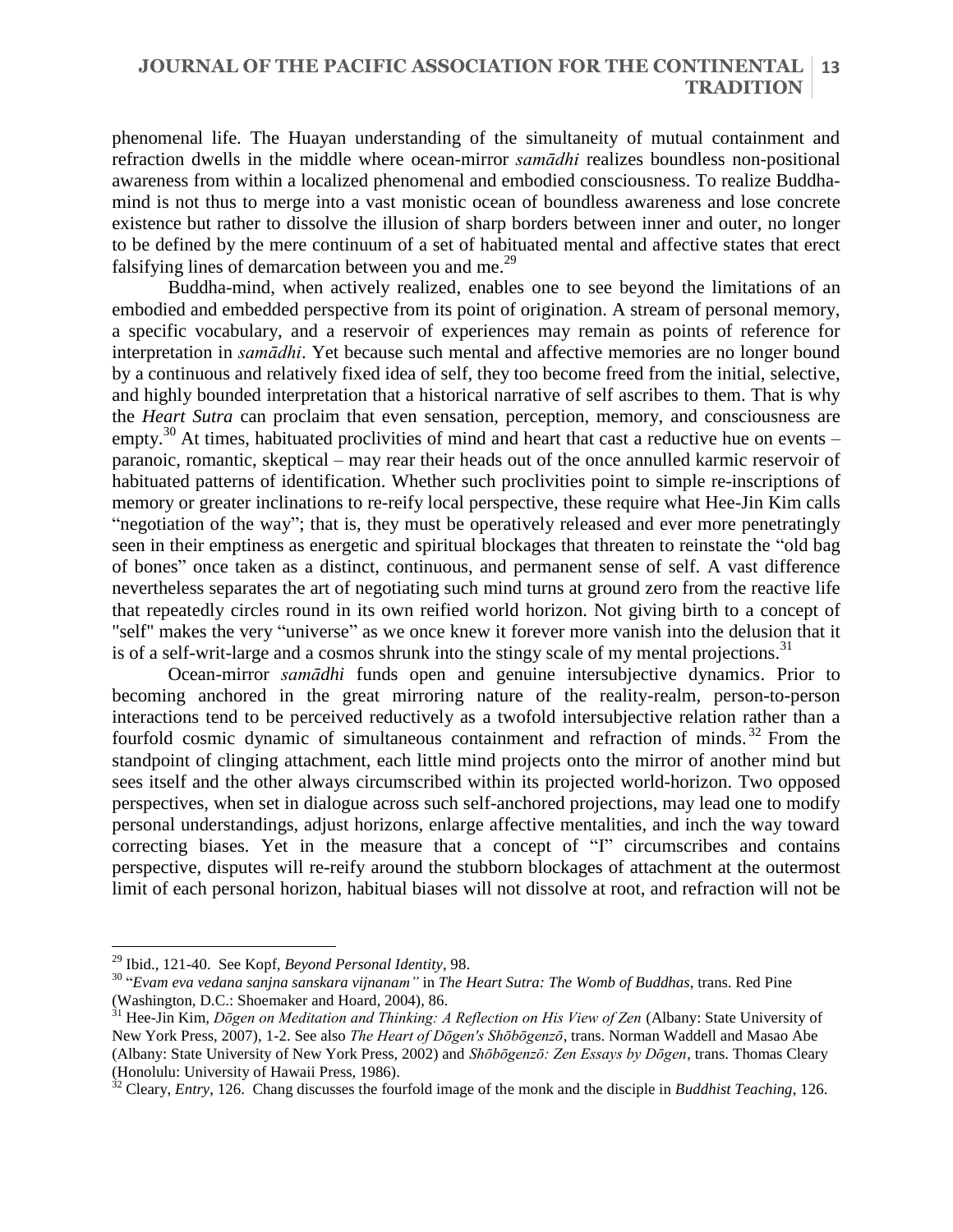phenomenal life. The Huayan understanding of the simultaneity of mutual containment and refraction dwells in the middle where ocean-mirror *samādhi* realizes boundless non-positional awareness from within a localized phenomenal and embodied consciousness. To realize Buddha-mind is not thus to merge into a vast monistic ocean of boundless awareness and lose concrete existence but rather to dissolve the illusion of sharp borders between inner and outer, no longer to be defined by the mere continuum of a set of habituated mental and affective states that erect falsifying lines of demarcation between you and me.[29]

Buddha-mind, when actively realized, enables one to see beyond the limitations of an embodied and embedded perspective from its point of origination. A stream of personal memory, a specific vocabulary, and a reservoir of experiences may remain as points of reference for interpretation in *samādhi*. Yet because such mental and affective memories are no longer bound by a continuous and relatively fixed idea of self, they too become freed from the initial, selective, and highly bounded interpretation that a historical narrative of self ascribes to them. That is why the *Heart Sutra* can proclaim that even sensation, perception, memory, and consciousness are empty.[30] At times, habituated proclivities of mind and heart that cast a reductive hue on events – paranoic, romantic, skeptical – may rear their heads out of the once annulled karmic reservoir of habituated patterns of identification. Whether such proclivities point to simple re-inscriptions of memory or greater inclinations to re-reify local perspective, these require what Hee-Jin Kim calls "negotiation of the way"; that is, they must be operatively released and ever more penetratingly seen in their emptiness as energetic and spiritual blockages that threaten to reinstate the "old bag of bones" once taken as a distinct, continuous, and permanent sense of self. A vast difference nevertheless separates the art of negotiating such mind turns at ground zero from the reactive life that repeatedly circles round in its own reified world horizon. Not giving birth to a concept of "self" makes the very "universe" as we once knew it forever more vanish into the delusion that it is of a self-writ-large and a cosmos shrunk into the stingy scale of my mental projections.[31]

Ocean-mirror *samādhi* funds open and genuine intersubjective dynamics. Prior to becoming anchored in the great mirroring nature of the reality-realm, person-to-person interactions tend to be perceived reductively as a twofold intersubjective relation rather than a fourfold cosmic dynamic of simultaneous containment and refraction of minds.[32] From the standpoint of clinging attachment, each little mind projects onto the mirror of another mind but sees itself and the other always circumscribed within its projected world-horizon. Two opposed perspectives, when set in dialogue across such self-anchored projections, may lead one to modify personal understandings, adjust horizons, enlarge affective mentalities, and inch the way toward correcting biases. Yet in the measure that a concept of "I" circumscribes and contains perspective, disputes will re-reify around the stubborn blockages of attachment at the outermost limit of each personal horizon, habitual biases will not dissolve at root, and refraction will not be

---

[29] Ibid., 121-40. See Kopf, *Beyond Personal Identity*, 98.

[30] "*Evam eva vedana sanjna sanskara vijnanam"* in *The Heart Sutra: The Womb of Buddhas*, trans. Red Pine (Washington, D.C.: Shoemaker and Hoard, 2004), 86.

[31] Hee-Jin Kim, *Dōgen on Meditation and Thinking: A Reflection on His View of Zen* (Albany: State University of New York Press, 2007), 1-2. See also *The Heart of Dōgen's Shōbōgenzō*, trans. Norman Waddell and Masao Abe (Albany: State University of New York Press, 2002) and *Shōbōgenzō: Zen Essays by Dōgen*, trans. Thomas Cleary (Honolulu: University of Hawaii Press, 1986).

[32] Cleary, *Entry*, 126. Chang discusses the fourfold image of the monk and the disciple in *Buddhist Teaching*, 126.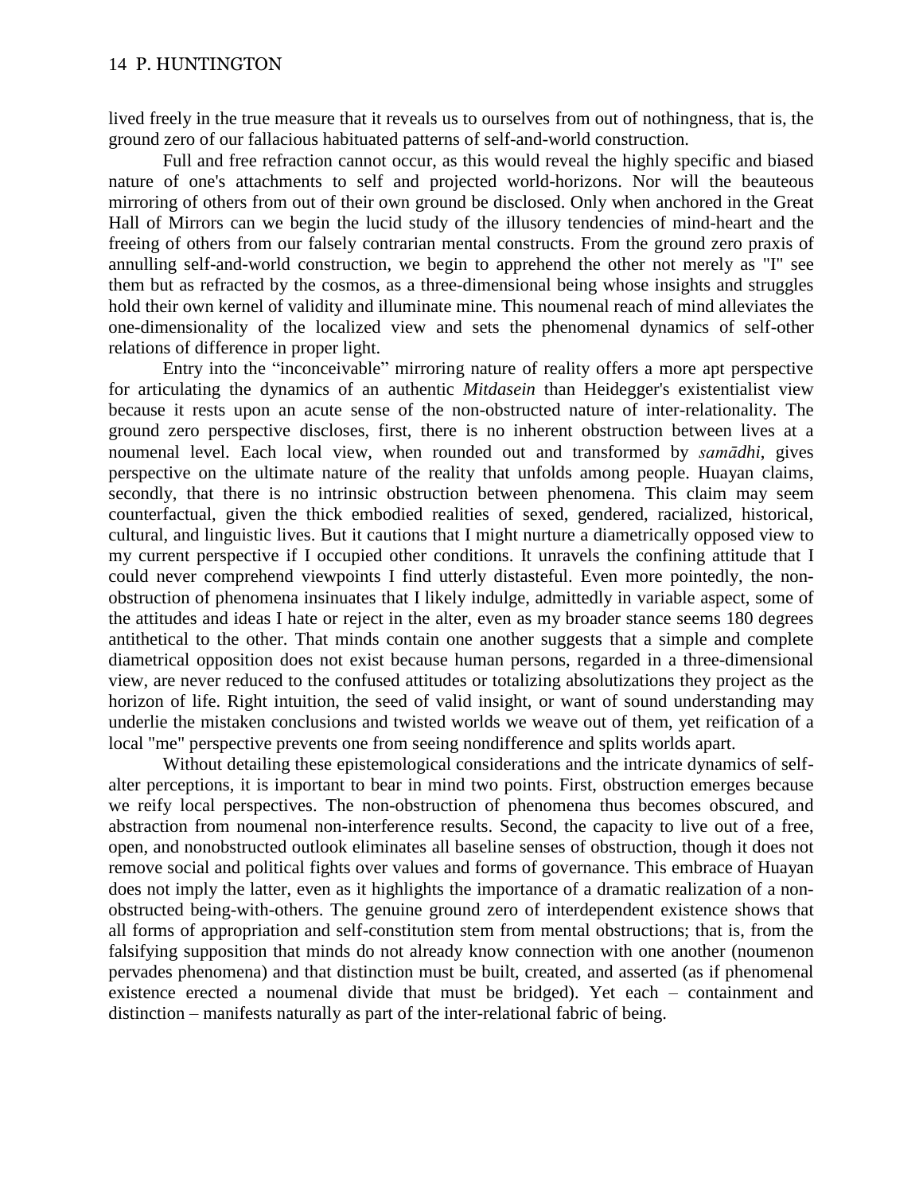lived freely in the true measure that it reveals us to ourselves from out of nothingness, that is, the ground zero of our fallacious habituated patterns of self-and-world construction.

Full and free refraction cannot occur, as this would reveal the highly specific and biased nature of one's attachments to self and projected world-horizons. Nor will the beauteous mirroring of others from out of their own ground be disclosed. Only when anchored in the Great Hall of Mirrors can we begin the lucid study of the illusory tendencies of mind-heart and the freeing of others from our falsely contrarian mental constructs. From the ground zero praxis of annulling self-and-world construction, we begin to apprehend the other not merely as "I" see them but as refracted by the cosmos, as a three-dimensional being whose insights and struggles hold their own kernel of validity and illuminate mine. This noumenal reach of mind alleviates the one-dimensionality of the localized view and sets the phenomenal dynamics of self-other relations of difference in proper light.

Entry into the "inconceivable" mirroring nature of reality offers a more apt perspective for articulating the dynamics of an authentic *Mitdasein* than Heidegger's existentialist view because it rests upon an acute sense of the non-obstructed nature of inter-relationality. The ground zero perspective discloses, first, there is no inherent obstruction between lives at a noumenal level. Each local view, when rounded out and transformed by *samādhi*, gives perspective on the ultimate nature of the reality that unfolds among people. Huayan claims, secondly, that there is no intrinsic obstruction between phenomena. This claim may seem counterfactual, given the thick embodied realities of sexed, gendered, racialized, historical, cultural, and linguistic lives. But it cautions that I might nurture a diametrically opposed view to my current perspective if I occupied other conditions. It unravels the confining attitude that I could never comprehend viewpoints I find utterly distasteful. Even more pointedly, the non-obstruction of phenomena insinuates that I likely indulge, admittedly in variable aspect, some of the attitudes and ideas I hate or reject in the alter, even as my broader stance seems 180 degrees antithetical to the other. That minds contain one another suggests that a simple and complete diametrical opposition does not exist because human persons, regarded in a three-dimensional view, are never reduced to the confused attitudes or totalizing absolutizations they project as the horizon of life. Right intuition, the seed of valid insight, or want of sound understanding may underlie the mistaken conclusions and twisted worlds we weave out of them, yet reification of a local "me" perspective prevents one from seeing nondifference and splits worlds apart.

Without detailing these epistemological considerations and the intricate dynamics of self-alter perceptions, it is important to bear in mind two points. First, obstruction emerges because we reify local perspectives. The non-obstruction of phenomena thus becomes obscured, and abstraction from noumenal non-interference results. Second, the capacity to live out of a free, open, and nonobstructed outlook eliminates all baseline senses of obstruction, though it does not remove social and political fights over values and forms of governance. This embrace of Huayan does not imply the latter, even as it highlights the importance of a dramatic realization of a non-obstructed being-with-others. The genuine ground zero of interdependent existence shows that all forms of appropriation and self-constitution stem from mental obstructions; that is, from the falsifying supposition that minds do not already know connection with one another (noumenon pervades phenomena) and that distinction must be built, created, and asserted (as if phenomenal existence erected a noumenal divide that must be bridged). Yet each – containment and distinction – manifests naturally as part of the inter-relational fabric of being.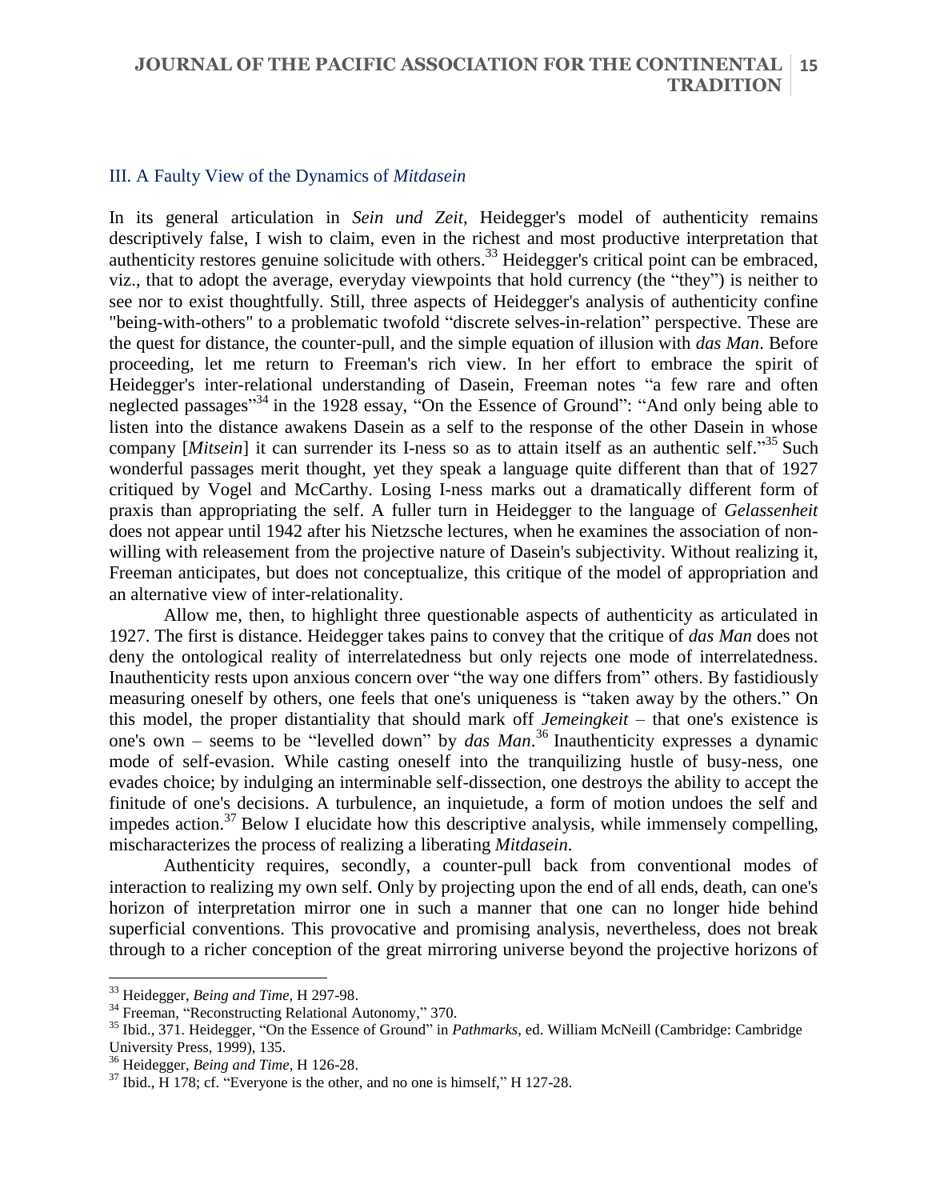### III. A Faulty View of the Dynamics of *Mitdasein*

In its general articulation in *Sein und Zeit*, Heidegger's model of authenticity remains descriptively false, I wish to claim, even in the richest and most productive interpretation that authenticity restores genuine solicitude with others.[33] Heidegger's critical point can be embraced, viz., that to adopt the average, everyday viewpoints that hold currency (the "they") is neither to see nor to exist thoughtfully. Still, three aspects of Heidegger's analysis of authenticity confine "being-with-others" to a problematic twofold "discrete selves-in-relation" perspective. These are the quest for distance, the counter-pull, and the simple equation of illusion with *das Man*. Before proceeding, let me return to Freeman's rich view. In her effort to embrace the spirit of Heidegger's inter-relational understanding of Dasein, Freeman notes "a few rare and often neglected passages"[34] in the 1928 essay, "On the Essence of Ground": "And only being able to listen into the distance awakens Dasein as a self to the response of the other Dasein in whose company [*Mitsein*] it can surrender its I-ness so as to attain itself as an authentic self."[35] Such wonderful passages merit thought, yet they speak a language quite different than that of 1927 critiqued by Vogel and McCarthy. Losing I-ness marks out a dramatically different form of praxis than appropriating the self. A fuller turn in Heidegger to the language of *Gelassenheit* does not appear until 1942 after his Nietzsche lectures, when he examines the association of non-willing with releasement from the projective nature of Dasein's subjectivity. Without realizing it, Freeman anticipates, but does not conceptualize, this critique of the model of appropriation and an alternative view of inter-relationality.

Allow me, then, to highlight three questionable aspects of authenticity as articulated in 1927. The first is distance. Heidegger takes pains to convey that the critique of *das Man* does not deny the ontological reality of interrelatedness but only rejects one mode of interrelatedness. Inauthenticity rests upon anxious concern over "the way one differs from" others. By fastidiously measuring oneself by others, one feels that one's uniqueness is "taken away by the others." On this model, the proper distantiality that should mark off *Jemeingkeit* – that one's existence is one's own – seems to be "levelled down" by *das Man*.[36] Inauthenticity expresses a dynamic mode of self-evasion. While casting oneself into the tranquilizing hustle of busy-ness, one evades choice; by indulging an interminable self-dissection, one destroys the ability to accept the finitude of one's decisions. A turbulence, an inquietude, a form of motion undoes the self and impedes action.[37] Below I elucidate how this descriptive analysis, while immensely compelling, mischaracterizes the process of realizing a liberating *Mitdasein*.

Authenticity requires, secondly, a counter-pull back from conventional modes of interaction to realizing my own self. Only by projecting upon the end of all ends, death, can one's horizon of interpretation mirror one in such a manner that one can no longer hide behind superficial conventions. This provocative and promising analysis, nevertheless, does not break through to a richer conception of the great mirroring universe beyond the projective horizons of

---

[33] Heidegger, *Being and Time*, H 297-98.

[34] Freeman, "Reconstructing Relational Autonomy," 370.

[35] Ibid., 371. Heidegger, "On the Essence of Ground" in *Pathmarks*, ed. William McNeill (Cambridge: Cambridge University Press, 1999), 135.

[36] Heidegger, *Being and Time*, H 126-28.

[37] Ibid., H 178; cf. "Everyone is the other, and no one is himself," H 127-28.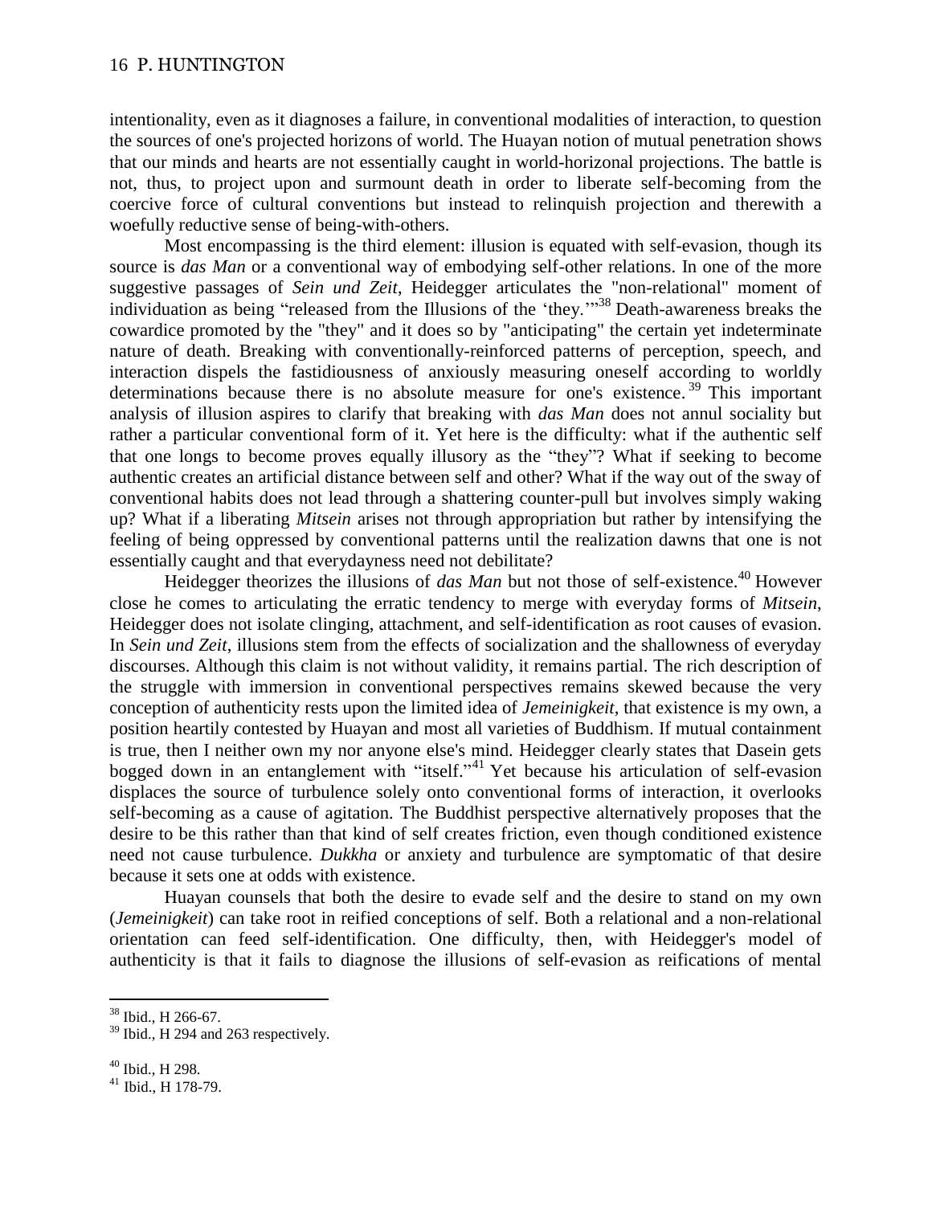intentionality, even as it diagnoses a failure, in conventional modalities of interaction, to question the sources of one's projected horizons of world. The Huayan notion of mutual penetration shows that our minds and hearts are not essentially caught in world-horizonal projections. The battle is not, thus, to project upon and surmount death in order to liberate self-becoming from the coercive force of cultural conventions but instead to relinquish projection and therewith a woefully reductive sense of being-with-others.

Most encompassing is the third element: illusion is equated with self-evasion, though its source is *das Man* or a conventional way of embodying self-other relations. In one of the more suggestive passages of *Sein und Zeit*, Heidegger articulates the "non-relational" moment of individuation as being "released from the Illusions of the 'they.'"[38] Death-awareness breaks the cowardice promoted by the "they" and it does so by "anticipating" the certain yet indeterminate nature of death. Breaking with conventionally-reinforced patterns of perception, speech, and interaction dispels the fastidiousness of anxiously measuring oneself according to worldly determinations because there is no absolute measure for one's existence.[39] This important analysis of illusion aspires to clarify that breaking with *das Man* does not annul sociality but rather a particular conventional form of it. Yet here is the difficulty: what if the authentic self that one longs to become proves equally illusory as the "they"? What if seeking to become authentic creates an artificial distance between self and other? What if the way out of the sway of conventional habits does not lead through a shattering counter-pull but involves simply waking up? What if a liberating *Mitsein* arises not through appropriation but rather by intensifying the feeling of being oppressed by conventional patterns until the realization dawns that one is not essentially caught and that everydayness need not debilitate?

Heidegger theorizes the illusions of *das Man* but not those of self-existence.[40] However close he comes to articulating the erratic tendency to merge with everyday forms of *Mitsein*, Heidegger does not isolate clinging, attachment, and self-identification as root causes of evasion. In *Sein und Zeit*, illusions stem from the effects of socialization and the shallowness of everyday discourses. Although this claim is not without validity, it remains partial. The rich description of the struggle with immersion in conventional perspectives remains skewed because the very conception of authenticity rests upon the limited idea of *Jemeinigkeit*, that existence is my own, a position heartily contested by Huayan and most all varieties of Buddhism. If mutual containment is true, then I neither own my nor anyone else's mind. Heidegger clearly states that Dasein gets bogged down in an entanglement with "itself."[41] Yet because his articulation of self-evasion displaces the source of turbulence solely onto conventional forms of interaction, it overlooks self-becoming as a cause of agitation. The Buddhist perspective alternatively proposes that the desire to be this rather than that kind of self creates friction, even though conditioned existence need not cause turbulence. *Dukkha* or anxiety and turbulence are symptomatic of that desire because it sets one at odds with existence.

Huayan counsels that both the desire to evade self and the desire to stand on my own (*Jemeinigkeit*) can take root in reified conceptions of self. Both a relational and a non-relational orientation can feed self-identification. One difficulty, then, with Heidegger's model of authenticity is that it fails to diagnose the illusions of self-evasion as reifications of mental

---

[38] Ibid., H 266-67.

[39] Ibid., H 294 and 263 respectively.

[40] Ibid., H 298.

[41] Ibid., H 178-79.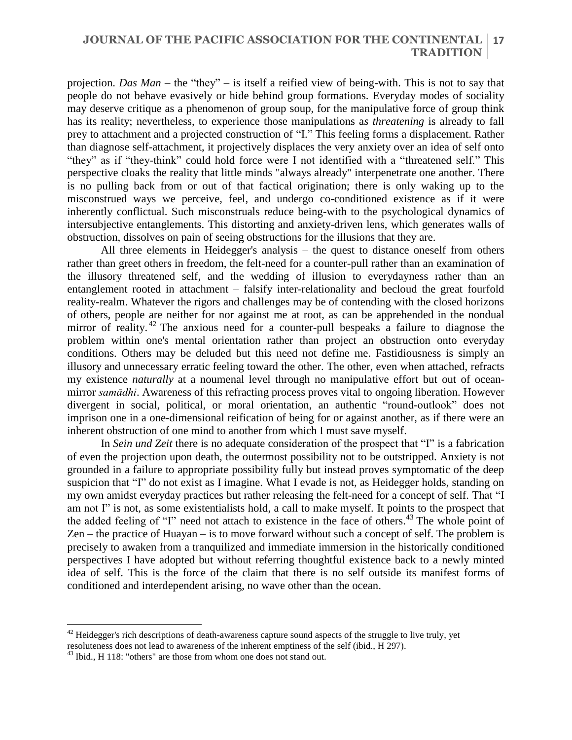projection. *Das Man* – the "they" – is itself a reified view of being-with. This is not to say that people do not behave evasively or hide behind group formations. Everyday modes of sociality may deserve critique as a phenomenon of group soup, for the manipulative force of group think has its reality; nevertheless, to experience those manipulations a*s threatening* is already to fall prey to attachment and a projected construction of "I." This feeling forms a displacement. Rather than diagnose self-attachment, it projectively displaces the very anxiety over an idea of self onto "they" as if "they-think" could hold force were I not identified with a "threatened self." This perspective cloaks the reality that little minds "always already" interpenetrate one another. There is no pulling back from or out of that factical origination; there is only waking up to the misconstrued ways we perceive, feel, and undergo co-conditioned existence as if it were inherently conflictual. Such misconstruals reduce being-with to the psychological dynamics of intersubjective entanglements. This distorting and anxiety-driven lens, which generates walls of obstruction, dissolves on pain of seeing obstructions for the illusions that they are.

All three elements in Heidegger's analysis – the quest to distance oneself from others rather than greet others in freedom, the felt-need for a counter-pull rather than an examination of the illusory threatened self, and the wedding of illusion to everydayness rather than an entanglement rooted in attachment – falsify inter-relationality and becloud the great fourfold reality-realm. Whatever the rigors and challenges may be of contending with the closed horizons of others, people are neither for nor against me at root, as can be apprehended in the nondual mirror of reality.[42] The anxious need for a counter-pull bespeaks a failure to diagnose the problem within one's mental orientation rather than project an obstruction onto everyday conditions. Others may be deluded but this need not define me. Fastidiousness is simply an illusory and unnecessary erratic feeling toward the other. The other, even when attached, refracts my existence *naturally* at a noumenal level through no manipulative effort but out of ocean-mirror *samādhi*. Awareness of this refracting process proves vital to ongoing liberation. However divergent in social, political, or moral orientation, an authentic "round-outlook" does not imprison one in a one-dimensional reification of being for or against another, as if there were an inherent obstruction of one mind to another from which I must save myself.

In *Sein und Zeit* there is no adequate consideration of the prospect that "I" is a fabrication of even the projection upon death, the outermost possibility not to be outstripped. Anxiety is not grounded in a failure to appropriate possibility fully but instead proves symptomatic of the deep suspicion that "I" do not exist as I imagine. What I evade is not, as Heidegger holds, standing on my own amidst everyday practices but rather releasing the felt-need for a concept of self. That "I am not I" is not, as some existentialists hold, a call to make myself. It points to the prospect that the added feeling of "I" need not attach to existence in the face of others.[43] The whole point of Zen – the practice of Huayan – is to move forward without such a concept of self. The problem is precisely to awaken from a tranquilized and immediate immersion in the historically conditioned perspectives I have adopted but without referring thoughtful existence back to a newly minted idea of self. This is the force of the claim that there is no self outside its manifest forms of conditioned and interdependent arising, no wave other than the ocean.

---

[42] Heidegger's rich descriptions of death-awareness capture sound aspects of the struggle to live truly, yet resoluteness does not lead to awareness of the inherent emptiness of the self (ibid., H 297).

[43] Ibid., H 118: "others" are those from whom one does not stand out.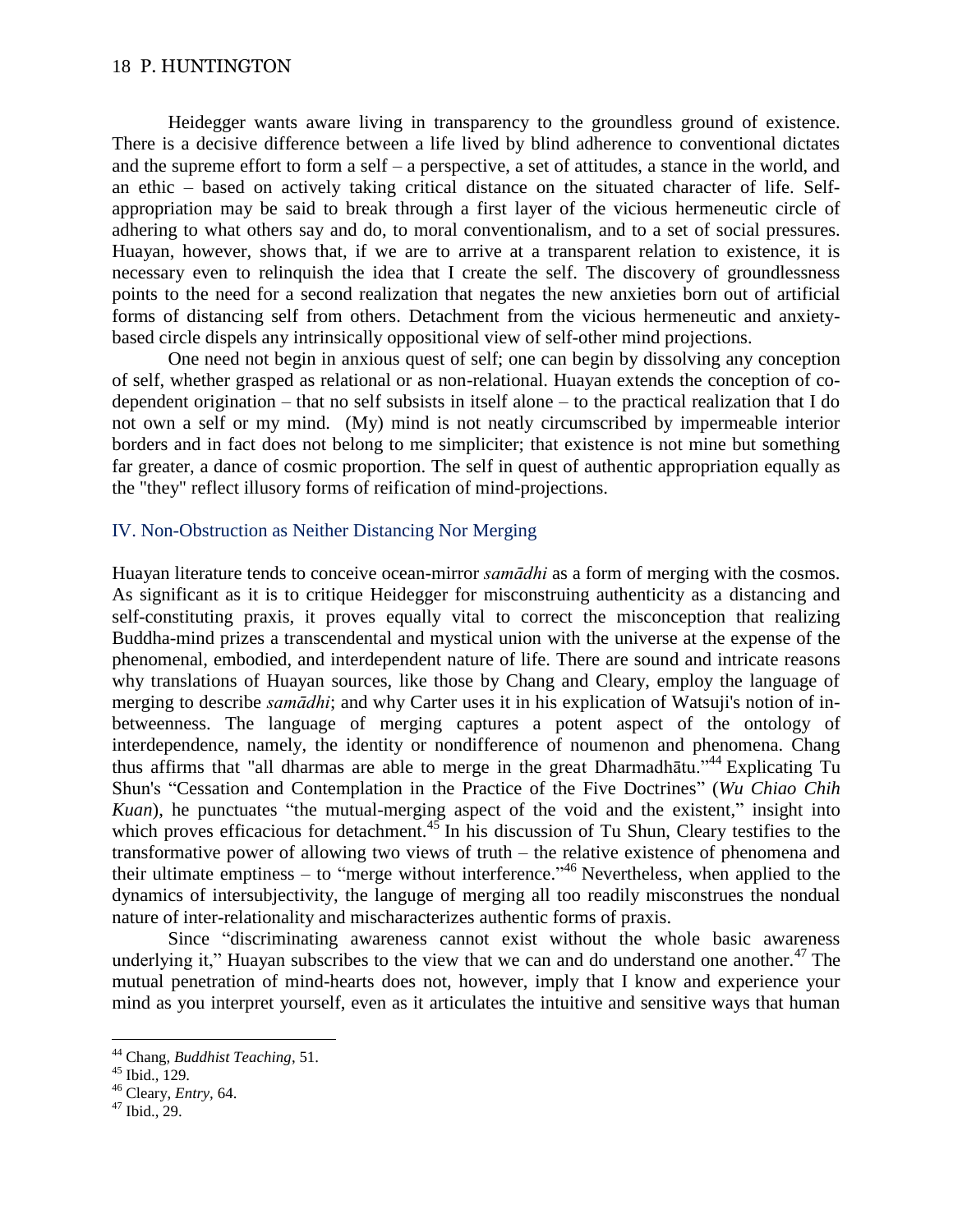Heidegger wants aware living in transparency to the groundless ground of existence. There is a decisive difference between a life lived by blind adherence to conventional dictates and the supreme effort to form a self – a perspective, a set of attitudes, a stance in the world, and an ethic – based on actively taking critical distance on the situated character of life. Self-appropriation may be said to break through a first layer of the vicious hermeneutic circle of adhering to what others say and do, to moral conventionalism, and to a set of social pressures. Huayan, however, shows that, if we are to arrive at a transparent relation to existence, it is necessary even to relinquish the idea that I create the self. The discovery of groundlessness points to the need for a second realization that negates the new anxieties born out of artificial forms of distancing self from others. Detachment from the vicious hermeneutic and anxiety-based circle dispels any intrinsically oppositional view of self-other mind projections.

One need not begin in anxious quest of self; one can begin by dissolving any conception of self, whether grasped as relational or as non-relational. Huayan extends the conception of co-dependent origination – that no self subsists in itself alone – to the practical realization that I do not own a self or my mind. (My) mind is not neatly circumscribed by impermeable interior borders and in fact does not belong to me simpliciter; that existence is not mine but something far greater, a dance of cosmic proportion. The self in quest of authentic appropriation equally as the "they" reflect illusory forms of reification of mind-projections.

## IV. Non-Obstruction as Neither Distancing Nor Merging

Huayan literature tends to conceive ocean-mirror *samādhi* as a form of merging with the cosmos. As significant as it is to critique Heidegger for misconstruing authenticity as a distancing and self-constituting praxis, it proves equally vital to correct the misconception that realizing Buddha-mind prizes a transcendental and mystical union with the universe at the expense of the phenomenal, embodied, and interdependent nature of life. There are sound and intricate reasons why translations of Huayan sources, like those by Chang and Cleary, employ the language of merging to describe *samādhi*; and why Carter uses it in his explication of Watsuji's notion of in-betweenness. The language of merging captures a potent aspect of the ontology of interdependence, namely, the identity or nondifference of noumenon and phenomena. Chang thus affirms that "all dharmas are able to merge in the great Dharmadhātu."[44] Explicating Tu Shun's "Cessation and Contemplation in the Practice of the Five Doctrines" (*Wu Chiao Chih Kuan*), he punctuates "the mutual-merging aspect of the void and the existent," insight into which proves efficacious for detachment.[45] In his discussion of Tu Shun, Cleary testifies to the transformative power of allowing two views of truth – the relative existence of phenomena and their ultimate emptiness – to "merge without interference."[46] Nevertheless, when applied to the dynamics of intersubjectivity, the languge of merging all too readily misconstrues the nondual nature of inter-relationality and mischaracterizes authentic forms of praxis.

Since "discriminating awareness cannot exist without the whole basic awareness underlying it," Huayan subscribes to the view that we can and do understand one another.[47] The mutual penetration of mind-hearts does not, however, imply that I know and experience your mind as you interpret yourself, even as it articulates the intuitive and sensitive ways that human

[44] Chang, *Buddhist Teaching*, 51.

[45] Ibid., 129.

[46] Cleary, *Entry*, 64.

[47] Ibid., 29.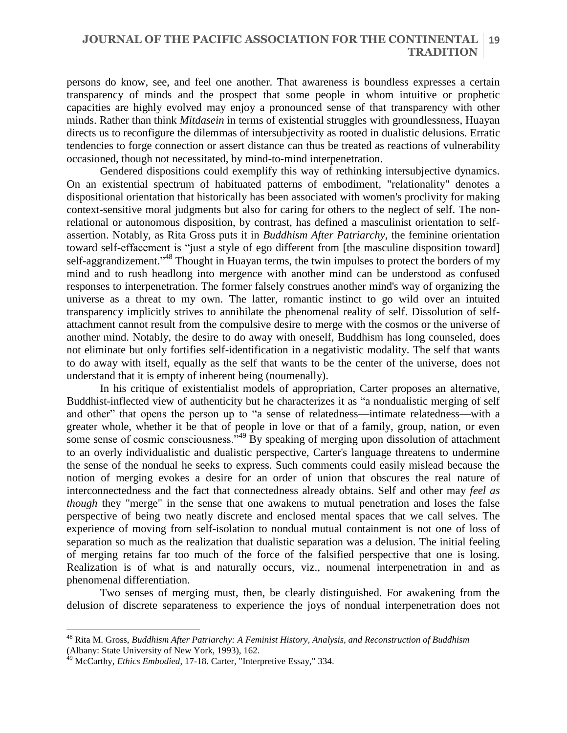persons do know, see, and feel one another. That awareness is boundless expresses a certain transparency of minds and the prospect that some people in whom intuitive or prophetic capacities are highly evolved may enjoy a pronounced sense of that transparency with other minds. Rather than think *Mitdasein* in terms of existential struggles with groundlessness, Huayan directs us to reconfigure the dilemmas of intersubjectivity as rooted in dualistic delusions. Erratic tendencies to forge connection or assert distance can thus be treated as reactions of vulnerability occasioned, though not necessitated, by mind-to-mind interpenetration.

Gendered dispositions could exemplify this way of rethinking intersubjective dynamics. On an existential spectrum of habituated patterns of embodiment, "relationality" denotes a dispositional orientation that historically has been associated with women's proclivity for making context-sensitive moral judgments but also for caring for others to the neglect of self. The non-relational or autonomous disposition, by contrast, has defined a masculinist orientation to self-assertion. Notably, as Rita Gross puts it in *Buddhism After Patriarchy*, the feminine orientation toward self-effacement is "just a style of ego different from [the masculine disposition toward] self-aggrandizement."[48] Thought in Huayan terms, the twin impulses to protect the borders of my mind and to rush headlong into mergence with another mind can be understood as confused responses to interpenetration. The former falsely construes another mind's way of organizing the universe as a threat to my own. The latter, romantic instinct to go wild over an intuited transparency implicitly strives to annihilate the phenomenal reality of self. Dissolution of self-attachment cannot result from the compulsive desire to merge with the cosmos or the universe of another mind. Notably, the desire to do away with oneself, Buddhism has long counseled, does not eliminate but only fortifies self-identification in a negativistic modality. The self that wants to do away with itself, equally as the self that wants to be the center of the universe, does not understand that it is empty of inherent being (noumenally).

In his critique of existentialist models of appropriation, Carter proposes an alternative, Buddhist-inflected view of authenticity but he characterizes it as "a nondualistic merging of self and other" that opens the person up to "a sense of relatedness—intimate relatedness—with a greater whole, whether it be that of people in love or that of a family, group, nation, or even some sense of cosmic consciousness."[49] By speaking of merging upon dissolution of attachment to an overly individualistic and dualistic perspective, Carter's language threatens to undermine the sense of the nondual he seeks to express. Such comments could easily mislead because the notion of merging evokes a desire for an order of union that obscures the real nature of interconnectedness and the fact that connectedness already obtains. Self and other may *feel as though* they "merge" in the sense that one awakens to mutual penetration and loses the false perspective of being two neatly discrete and enclosed mental spaces that we call selves. The experience of moving from self-isolation to nondual mutual containment is not one of loss of separation so much as the realization that dualistic separation was a delusion. The initial feeling of merging retains far too much of the force of the falsified perspective that one is losing. Realization is of what is and naturally occurs, viz., noumenal interpenetration in and as phenomenal differentiation.

Two senses of merging must, then, be clearly distinguished. For awakening from the delusion of discrete separateness to experience the joys of nondual interpenetration does not

---

[48] Rita M. Gross, *Buddhism After Patriarchy: A Feminist History, Analysis, and Reconstruction of Buddhism* (Albany: State University of New York, 1993), 162.

[49] McCarthy, *Ethics Embodied*, 17-18. Carter, "Interpretive Essay," 334.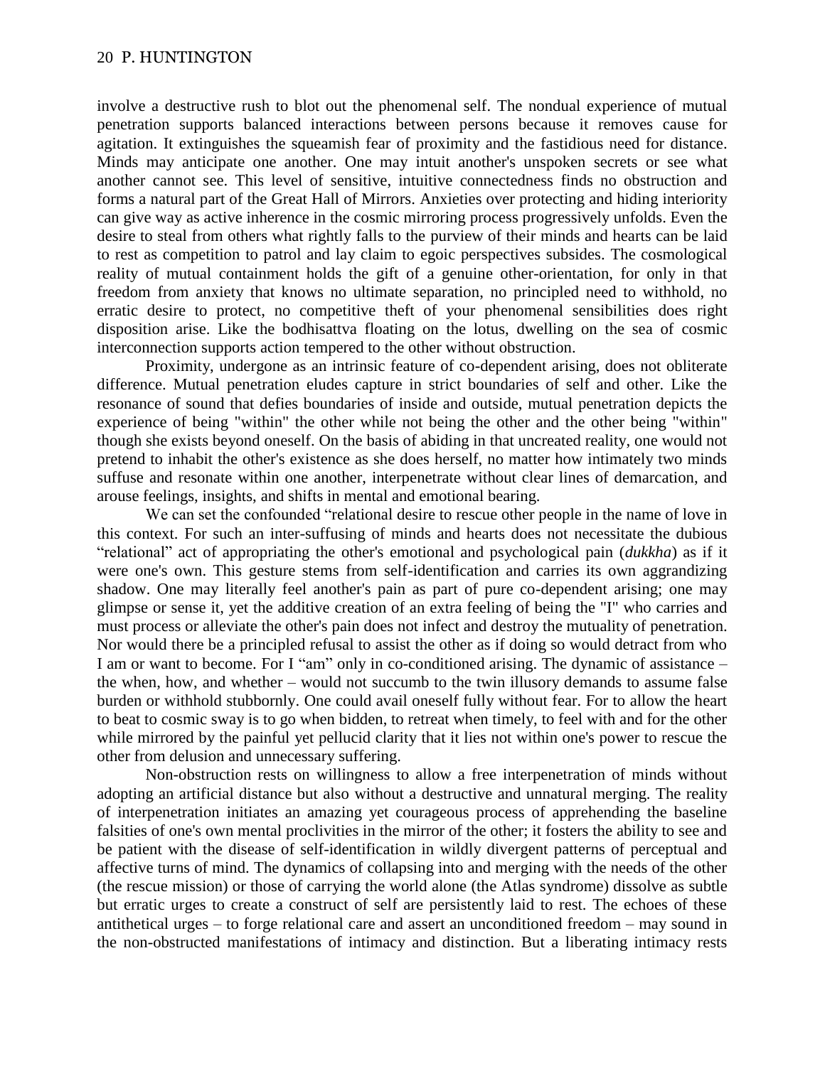involve a destructive rush to blot out the phenomenal self. The nondual experience of mutual penetration supports balanced interactions between persons because it removes cause for agitation. It extinguishes the squeamish fear of proximity and the fastidious need for distance. Minds may anticipate one another. One may intuit another's unspoken secrets or see what another cannot see. This level of sensitive, intuitive connectedness finds no obstruction and forms a natural part of the Great Hall of Mirrors. Anxieties over protecting and hiding interiority can give way as active inherence in the cosmic mirroring process progressively unfolds. Even the desire to steal from others what rightly falls to the purview of their minds and hearts can be laid to rest as competition to patrol and lay claim to egoic perspectives subsides. The cosmological reality of mutual containment holds the gift of a genuine other-orientation, for only in that freedom from anxiety that knows no ultimate separation, no principled need to withhold, no erratic desire to protect, no competitive theft of your phenomenal sensibilities does right disposition arise. Like the bodhisattva floating on the lotus, dwelling on the sea of cosmic interconnection supports action tempered to the other without obstruction.

Proximity, undergone as an intrinsic feature of co-dependent arising, does not obliterate difference. Mutual penetration eludes capture in strict boundaries of self and other. Like the resonance of sound that defies boundaries of inside and outside, mutual penetration depicts the experience of being "within" the other while not being the other and the other being "within" though she exists beyond oneself. On the basis of abiding in that uncreated reality, one would not pretend to inhabit the other's existence as she does herself, no matter how intimately two minds suffuse and resonate within one another, interpenetrate without clear lines of demarcation, and arouse feelings, insights, and shifts in mental and emotional bearing.

We can set the confounded "relational desire to rescue other people in the name of love in this context. For such an inter-suffusing of minds and hearts does not necessitate the dubious "relational" act of appropriating the other's emotional and psychological pain (*dukkha*) as if it were one's own. This gesture stems from self-identification and carries its own aggrandizing shadow. One may literally feel another's pain as part of pure co-dependent arising; one may glimpse or sense it, yet the additive creation of an extra feeling of being the "I" who carries and must process or alleviate the other's pain does not infect and destroy the mutuality of penetration. Nor would there be a principled refusal to assist the other as if doing so would detract from who I am or want to become. For I "am" only in co-conditioned arising. The dynamic of assistance – the when, how, and whether – would not succumb to the twin illusory demands to assume false burden or withhold stubbornly. One could avail oneself fully without fear. For to allow the heart to beat to cosmic sway is to go when bidden, to retreat when timely, to feel with and for the other while mirrored by the painful yet pellucid clarity that it lies not within one's power to rescue the other from delusion and unnecessary suffering.

Non-obstruction rests on willingness to allow a free interpenetration of minds without adopting an artificial distance but also without a destructive and unnatural merging. The reality of interpenetration initiates an amazing yet courageous process of apprehending the baseline falsities of one's own mental proclivities in the mirror of the other; it fosters the ability to see and be patient with the disease of self-identification in wildly divergent patterns of perceptual and affective turns of mind. The dynamics of collapsing into and merging with the needs of the other (the rescue mission) or those of carrying the world alone (the Atlas syndrome) dissolve as subtle but erratic urges to create a construct of self are persistently laid to rest. The echoes of these antithetical urges – to forge relational care and assert an unconditioned freedom – may sound in the non-obstructed manifestations of intimacy and distinction. But a liberating intimacy rests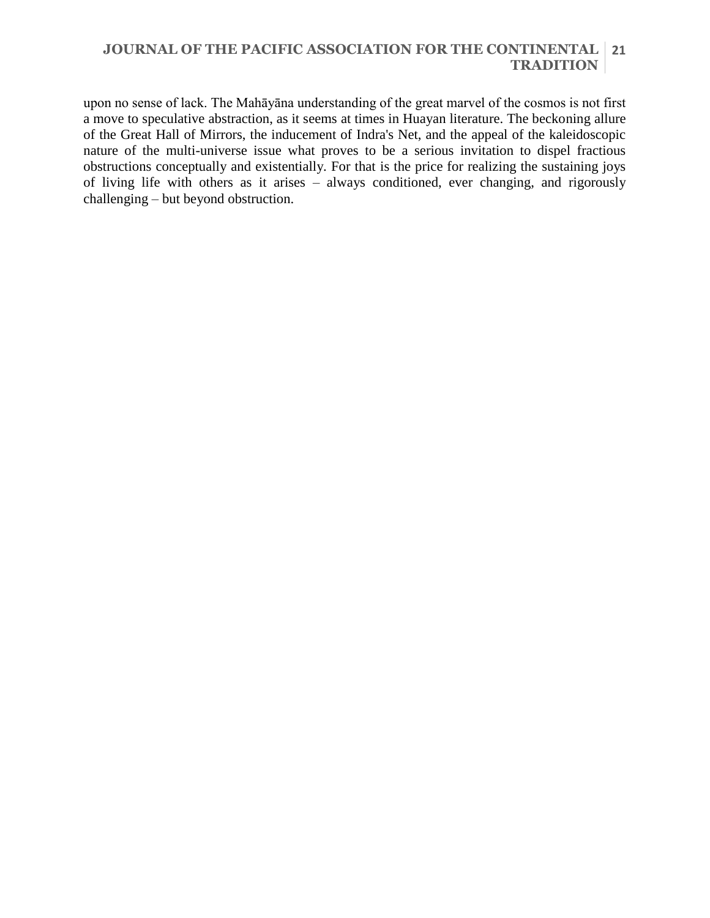upon no sense of lack. The Mahāyāna understanding of the great marvel of the cosmos is not first a move to speculative abstraction, as it seems at times in Huayan literature. The beckoning allure of the Great Hall of Mirrors, the inducement of Indra's Net, and the appeal of the kaleidoscopic nature of the multi-universe issue what proves to be a serious invitation to dispel fractious obstructions conceptually and existentially. For that is the price for realizing the sustaining joys of living life with others as it arises – always conditioned, ever changing, and rigorously challenging – but beyond obstruction.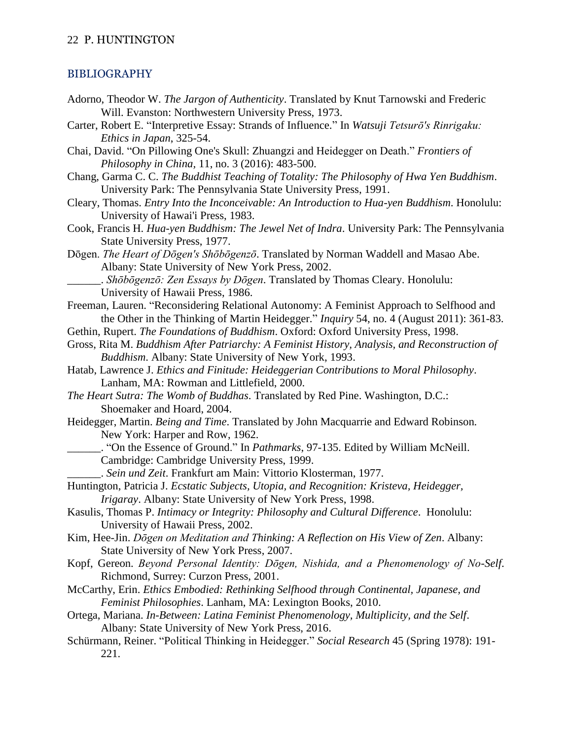## BIBLIOGRAPHY

Adorno, Theodor W. *The Jargon of Authenticity*. Translated by Knut Tarnowski and Frederic Will. Evanston: Northwestern University Press, 1973.

Carter, Robert E. "Interpretive Essay: Strands of Influence." In *Watsuji Tetsurō's Rinrigaku: Ethics in Japan*, 325-54.

Chai, David. "On Pillowing One's Skull: Zhuangzi and Heidegger on Death." *Frontiers of Philosophy in China*, 11, no. 3 (2016): 483-500.

Chang, Garma C. C. *The Buddhist Teaching of Totality: The Philosophy of Hwa Yen Buddhism*. University Park: The Pennsylvania State University Press, 1991.

Cleary, Thomas. *Entry Into the Inconceivable: An Introduction to Hua-yen Buddhism*. Honolulu: University of Hawai'i Press, 1983.

Cook, Francis H. *Hua-yen Buddhism: The Jewel Net of Indra*. University Park: The Pennsylvania State University Press, 1977.

Dōgen. *The Heart of Dōgen's Shōbōgenzō*. Translated by Norman Waddell and Masao Abe. Albany: State University of New York Press, 2002.

______. *Shōbōgenzō: Zen Essays by Dōgen*. Translated by Thomas Cleary. Honolulu: University of Hawaii Press, 1986.

Freeman, Lauren. "Reconsidering Relational Autonomy: A Feminist Approach to Selfhood and the Other in the Thinking of Martin Heidegger." *Inquiry* 54, no. 4 (August 2011): 361-83.

Gethin, Rupert. *The Foundations of Buddhism*. Oxford: Oxford University Press, 1998.

Gross, Rita M. *Buddhism After Patriarchy: A Feminist History, Analysis, and Reconstruction of Buddhism*. Albany: State University of New York, 1993.

Hatab, Lawrence J. *Ethics and Finitude: Heideggerian Contributions to Moral Philosophy*. Lanham, MA: Rowman and Littlefield, 2000.

*The Heart Sutra: The Womb of Buddhas*. Translated by Red Pine. Washington, D.C.: Shoemaker and Hoard, 2004.

Heidegger, Martin. *Being and Time*. Translated by John Macquarrie and Edward Robinson. New York: Harper and Row, 1962.

______. "On the Essence of Ground." In *Pathmarks*, 97-135. Edited by William McNeill. Cambridge: Cambridge University Press, 1999.

______. *Sein und Zeit*. Frankfurt am Main: Vittorio Klosterman, 1977.

Huntington, Patricia J. *Ecstatic Subjects, Utopia, and Recognition: Kristeva, Heidegger, Irigaray*. Albany: State University of New York Press, 1998.

Kasulis, Thomas P. *Intimacy or Integrity: Philosophy and Cultural Difference*. Honolulu: University of Hawaii Press, 2002.

Kim, Hee-Jin. *Dōgen on Meditation and Thinking: A Reflection on His View of Zen*. Albany: State University of New York Press, 2007.

Kopf, Gereon. *Beyond Personal Identity: Dōgen, Nishida, and a Phenomenology of No-Self*. Richmond, Surrey: Curzon Press, 2001.

McCarthy, Erin. *Ethics Embodied: Rethinking Selfhood through Continental, Japanese, and Feminist Philosophies*. Lanham, MA: Lexington Books, 2010.

Ortega, Mariana. *In-Between: Latina Feminist Phenomenology, Multiplicity, and the Self*. Albany: State University of New York Press, 2016.

Schürmann, Reiner. "Political Thinking in Heidegger." *Social Research* 45 (Spring 1978): 191-221.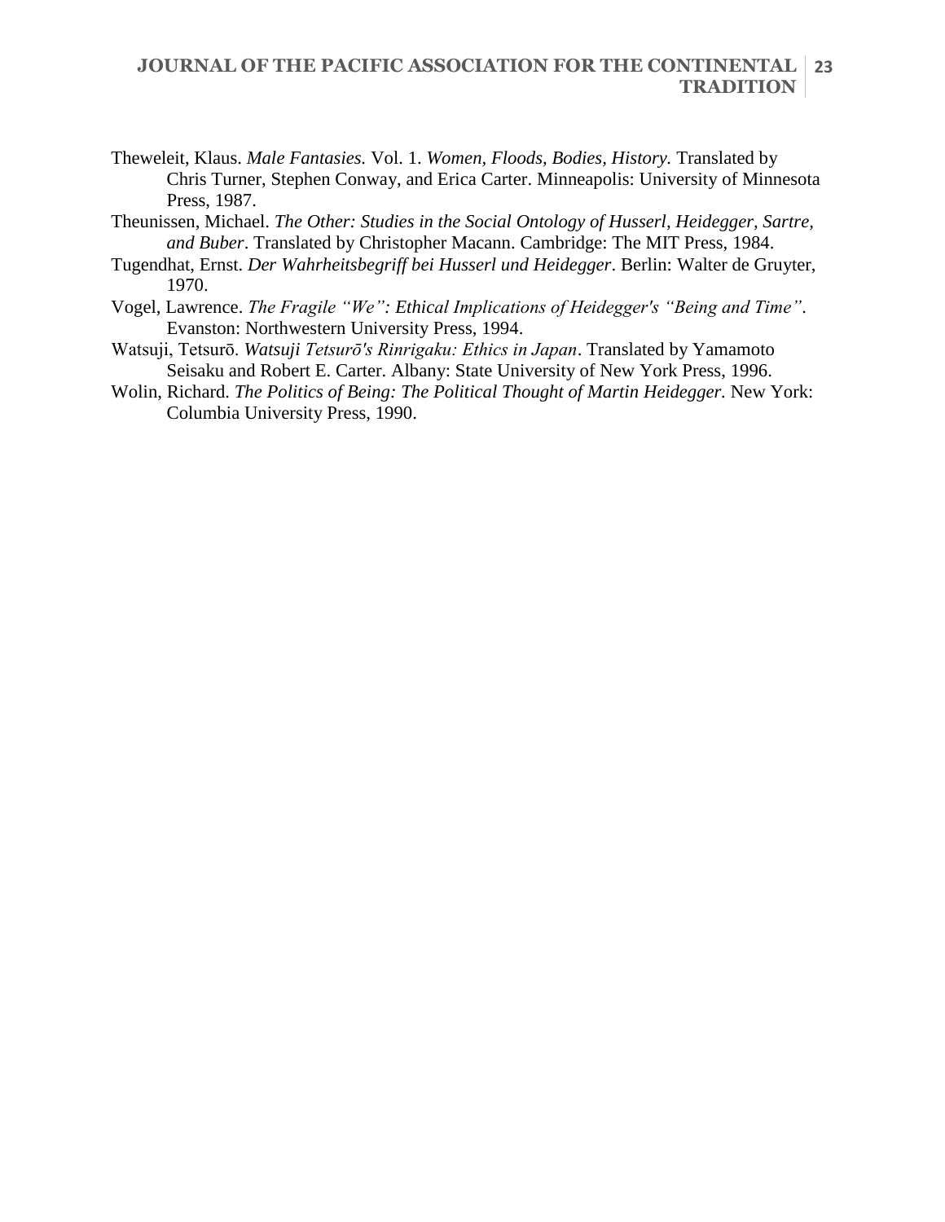Theweleit, Klaus. *Male Fantasies.* Vol. 1. *Women, Floods, Bodies, History.* Translated by Chris Turner, Stephen Conway, and Erica Carter. Minneapolis: University of Minnesota Press, 1987.

Theunissen, Michael. *The Other: Studies in the Social Ontology of Husserl, Heidegger, Sartre, and Buber*. Translated by Christopher Macann. Cambridge: The MIT Press, 1984.

Tugendhat, Ernst. *Der Wahrheitsbegriff bei Husserl und Heidegger*. Berlin: Walter de Gruyter, 1970.

Vogel, Lawrence. *The Fragile "We": Ethical Implications of Heidegger's "Being and Time"*. Evanston: Northwestern University Press, 1994.

Watsuji, Tetsurō. *Watsuji Tetsurō's Rinrigaku: Ethics in Japan*. Translated by Yamamoto Seisaku and Robert E. Carter. Albany: State University of New York Press, 1996.

Wolin, Richard. *The Politics of Being: The Political Thought of Martin Heidegger.* New York: Columbia University Press, 1990.